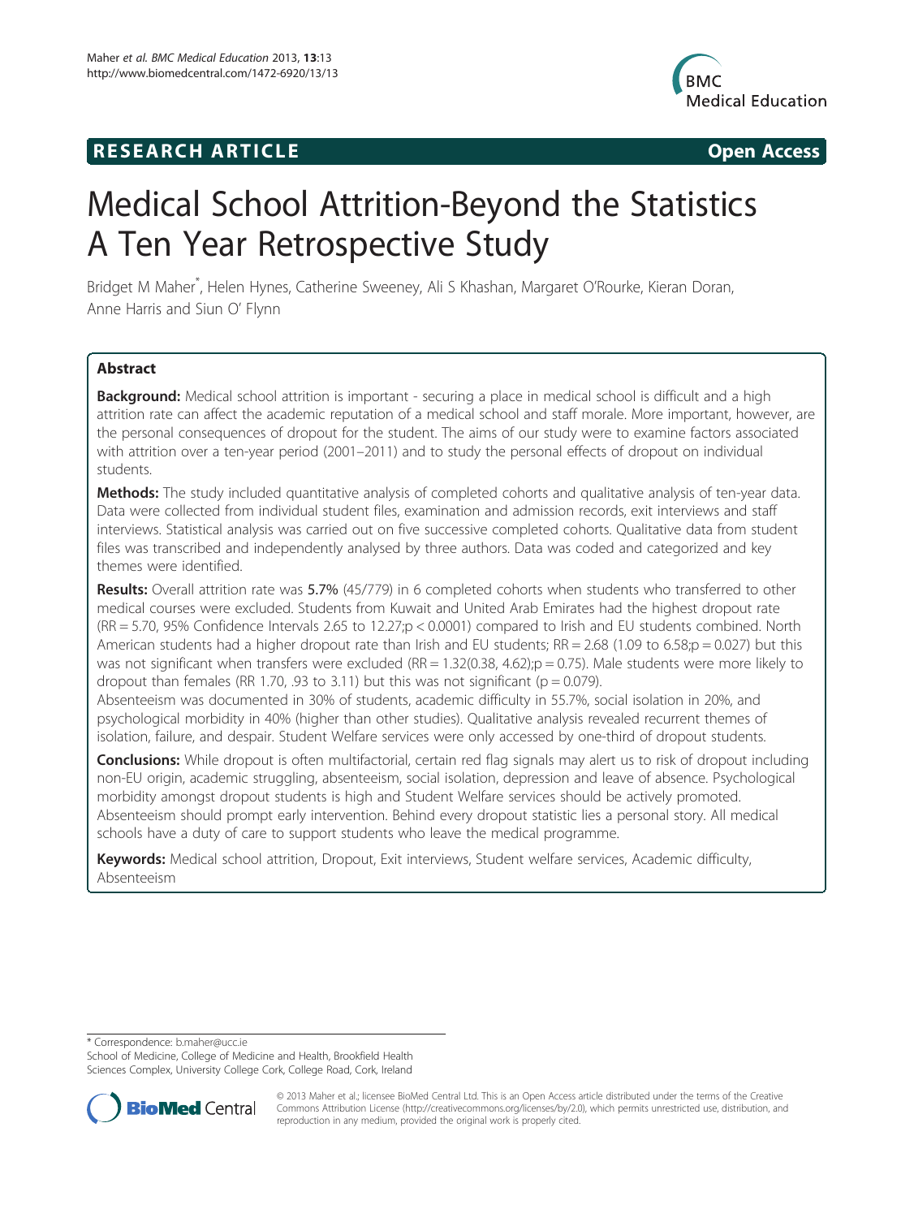RESEARCH ARTICLE Open Access

# Medical School Attrition-Beyond the Statistics A Ten Year Retrospective Study

Bridget M Maher*, Helen Hynes, Catherine Sweeney, Ali S Khashan, Margaret O'Rourke, Kieran Doran, Anne Harris and Siun O' Flynn

## Abstract

**Background:** Medical school attrition is important - securing a place in medical school is difficult and a high attrition rate can affect the academic reputation of a medical school and staff morale. More important, however, are the personal consequences of dropout for the student. The aims of our study were to examine factors associated with attrition over a ten-year period (2001–2011) and to study the personal effects of dropout on individual students.

**Methods:** The study included quantitative analysis of completed cohorts and qualitative analysis of ten-year data. Data were collected from individual student files, examination and admission records, exit interviews and staff interviews. Statistical analysis was carried out on five successive completed cohorts. Qualitative data from student files was transcribed and independently analysed by three authors. Data was coded and categorized and key themes were identified.

**Results:** Overall attrition rate was 5.7% (45/779) in 6 completed cohorts when students who transferred to other medical courses were excluded. Students from Kuwait and United Arab Emirates had the highest dropout rate (RR = 5.70, 95% Confidence Intervals 2.65 to 12.27;p < 0.0001) compared to Irish and EU students combined. North American students had a higher dropout rate than Irish and EU students; RR = 2.68 (1.09 to 6.58;p = 0.027) but this was not significant when transfers were excluded (RR = 1.32(0.38, 4.62);p = 0.75). Male students were more likely to dropout than females (RR 1.70, .93 to 3.11) but this was not significant (p = 0.079).

Absenteeism was documented in 30% of students, academic difficulty in 55.7%, social isolation in 20%, and psychological morbidity in 40% (higher than other studies). Qualitative analysis revealed recurrent themes of isolation, failure, and despair. Student Welfare services were only accessed by one-third of dropout students.

**Conclusions:** While dropout is often multifactorial, certain red flag signals may alert us to risk of dropout including non-EU origin, academic struggling, absenteeism, social isolation, depression and leave of absence. Psychological morbidity amongst dropout students is high and Student Welfare services should be actively promoted. Absenteeism should prompt early intervention. Behind every dropout statistic lies a personal story. All medical schools have a duty of care to support students who leave the medical programme.

**Keywords:** Medical school attrition, Dropout, Exit interviews, Student welfare services, Academic difficulty, Absenteeism

* Correspondence: b.maher@ucc.ie
School of Medicine, College of Medicine and Health, Brookfield Health Sciences Complex, University College Cork, College Road, Cork, Ireland

© 2013 Maher et al.; licensee BioMed Central Ltd. This is an Open Access article distributed under the terms of the Creative Commons Attribution License (http://creativecommons.org/licenses/by/2.0), which permits unrestricted use, distribution, and reproduction in any medium, provided the original work is properly cited.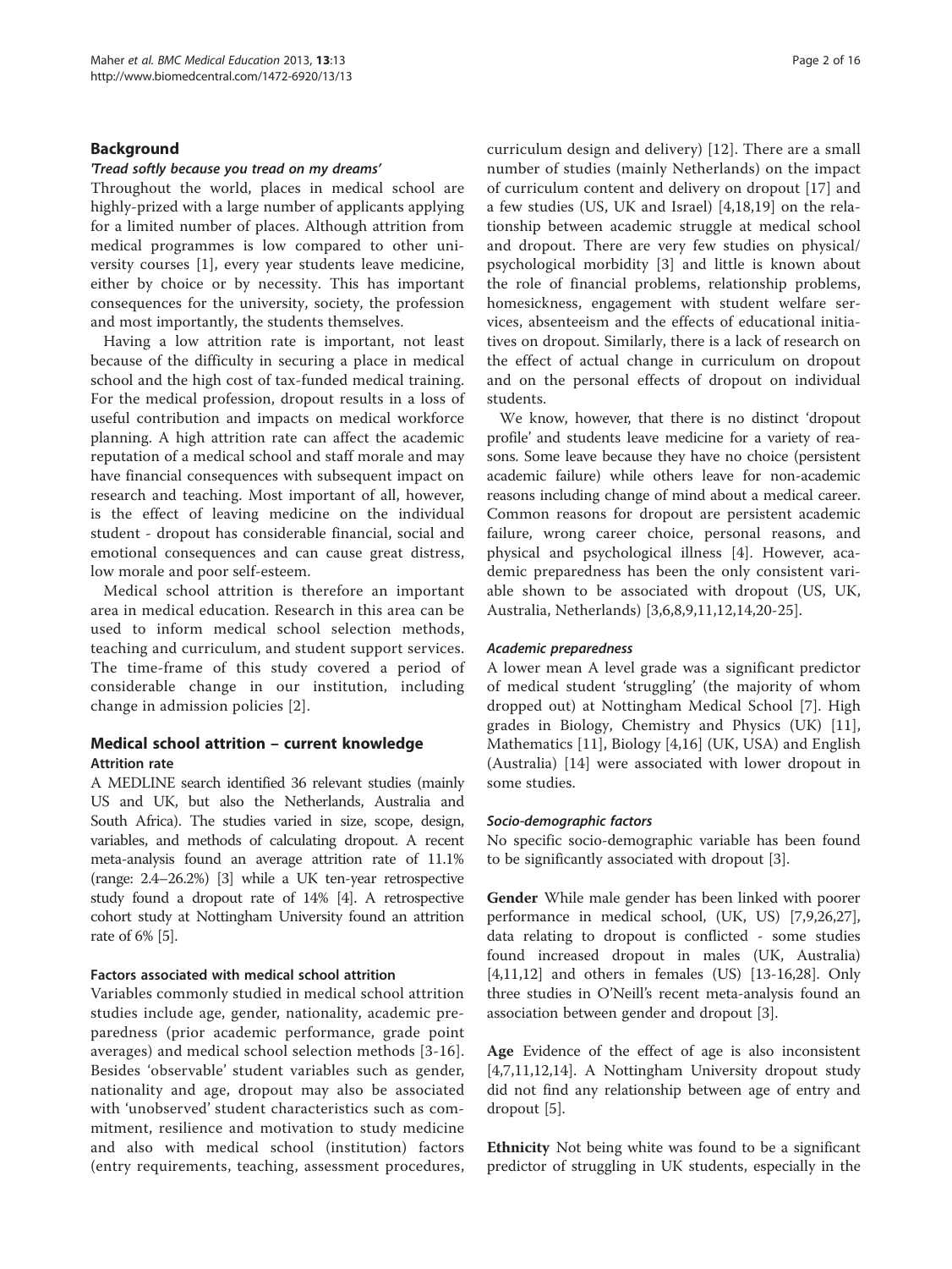## Background

### *'Tread softly because you tread on my dreams'*

Throughout the world, places in medical school are highly-prized with a large number of applicants applying for a limited number of places. Although attrition from medical programmes is low compared to other university courses [1], every year students leave medicine, either by choice or by necessity. This has important consequences for the university, society, the profession and most importantly, the students themselves.

Having a low attrition rate is important, not least because of the difficulty in securing a place in medical school and the high cost of tax-funded medical training. For the medical profession, dropout results in a loss of useful contribution and impacts on medical workforce planning. A high attrition rate can affect the academic reputation of a medical school and staff morale and may have financial consequences with subsequent impact on research and teaching. Most important of all, however, is the effect of leaving medicine on the individual student - dropout has considerable financial, social and emotional consequences and can cause great distress, low morale and poor self-esteem.

Medical school attrition is therefore an important area in medical education. Research in this area can be used to inform medical school selection methods, teaching and curriculum, and student support services. The time-frame of this study covered a period of considerable change in our institution, including change in admission policies [2].

## Medical school attrition – current knowledge

### Attrition rate

A MEDLINE search identified 36 relevant studies (mainly US and UK, but also the Netherlands, Australia and South Africa). The studies varied in size, scope, design, variables, and methods of calculating dropout. A recent meta-analysis found an average attrition rate of 11.1% (range: 2.4–26.2%) [3] while a UK ten-year retrospective study found a dropout rate of 14% [4]. A retrospective cohort study at Nottingham University found an attrition rate of 6% [5].

### Factors associated with medical school attrition

Variables commonly studied in medical school attrition studies include age, gender, nationality, academic preparedness (prior academic performance, grade point averages) and medical school selection methods [3-16]. Besides 'observable' student variables such as gender, nationality and age, dropout may also be associated with 'unobserved' student characteristics such as commitment, resilience and motivation to study medicine and also with medical school (institution) factors (entry requirements, teaching, assessment procedures, curriculum design and delivery) [12]. There are a small number of studies (mainly Netherlands) on the impact of curriculum content and delivery on dropout [17] and a few studies (US, UK and Israel) [4,18,19] on the relationship between academic struggle at medical school and dropout. There are very few studies on physical/psychological morbidity [3] and little is known about the role of financial problems, relationship problems, homesickness, engagement with student welfare services, absenteeism and the effects of educational initiatives on dropout. Similarly, there is a lack of research on the effect of actual change in curriculum on dropout and on the personal effects of dropout on individual students.

We know, however, that there is no distinct 'dropout profile' and students leave medicine for a variety of reasons. Some leave because they have no choice (persistent academic failure) while others leave for non-academic reasons including change of mind about a medical career. Common reasons for dropout are persistent academic failure, wrong career choice, personal reasons, and physical and psychological illness [4]. However, academic preparedness has been the only consistent variable shown to be associated with dropout (US, UK, Australia, Netherlands) [3,6,8,9,11,12,14,20-25].

#### *Academic preparedness*

A lower mean A level grade was a significant predictor of medical student 'struggling' (the majority of whom dropped out) at Nottingham Medical School [7]. High grades in Biology, Chemistry and Physics (UK) [11], Mathematics [11], Biology [4,16] (UK, USA) and English (Australia) [14] were associated with lower dropout in some studies.

#### *Socio-demographic factors*

No specific socio-demographic variable has been found to be significantly associated with dropout [3].

**Gender** While male gender has been linked with poorer performance in medical school, (UK, US) [7,9,26,27], data relating to dropout is conflicted - some studies found increased dropout in males (UK, Australia) [4,11,12] and others in females (US) [13-16,28]. Only three studies in O'Neill's recent meta-analysis found an association between gender and dropout [3].

**Age** Evidence of the effect of age is also inconsistent [4,7,11,12,14]. A Nottingham University dropout study did not find any relationship between age of entry and dropout [5].

**Ethnicity** Not being white was found to be a significant predictor of struggling in UK students, especially in the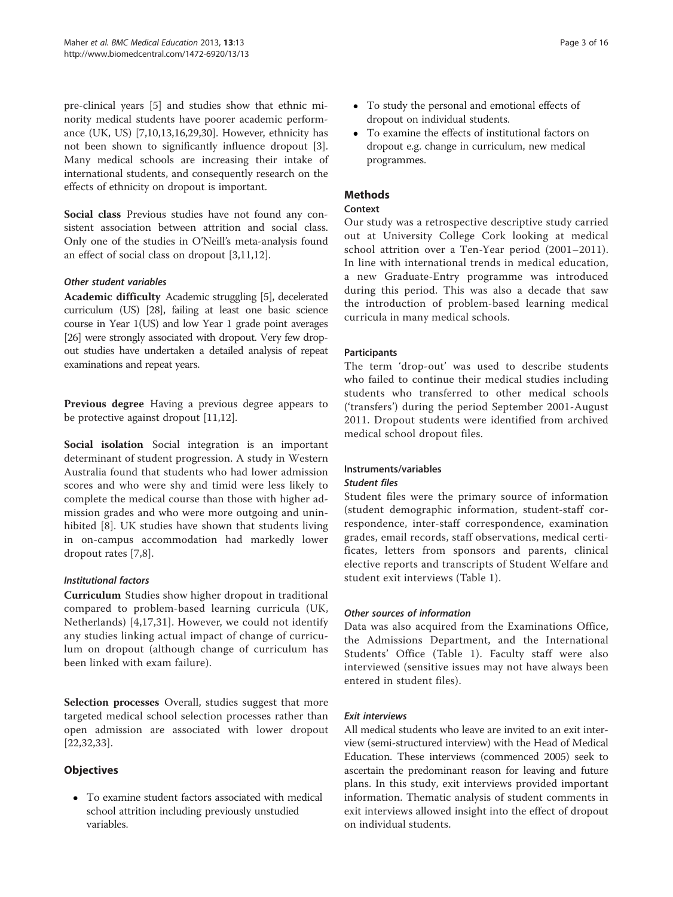pre-clinical years [5] and studies show that ethnic minority medical students have poorer academic performance (UK, US) [7,10,13,16,29,30]. However, ethnicity has not been shown to significantly influence dropout [3]. Many medical schools are increasing their intake of international students, and consequently research on the effects of ethnicity on dropout is important.

**Social class** Previous studies have not found any consistent association between attrition and social class. Only one of the studies in O'Neill's meta-analysis found an effect of social class on dropout [3,11,12].

#### *Other student variables*

**Academic difficulty** Academic struggling [5], decelerated curriculum (US) [28], failing at least one basic science course in Year 1(US) and low Year 1 grade point averages [26] were strongly associated with dropout. Very few dropout studies have undertaken a detailed analysis of repeat examinations and repeat years.

**Previous degree** Having a previous degree appears to be protective against dropout [11,12].

**Social isolation** Social integration is an important determinant of student progression. A study in Western Australia found that students who had lower admission scores and who were shy and timid were less likely to complete the medical course than those with higher admission grades and who were more outgoing and uninhibited [8]. UK studies have shown that students living in on-campus accommodation had markedly lower dropout rates [7,8].

#### *Institutional factors*

**Curriculum** Studies show higher dropout in traditional compared to problem-based learning curricula (UK, Netherlands) [4,17,31]. However, we could not identify any studies linking actual impact of change of curriculum on dropout (although change of curriculum has been linked with exam failure).

**Selection processes** Overall, studies suggest that more targeted medical school selection processes rather than open admission are associated with lower dropout [22,32,33].

## Objectives

- To examine student factors associated with medical school attrition including previously unstudied variables.
- To study the personal and emotional effects of dropout on individual students.
- To examine the effects of institutional factors on dropout e.g. change in curriculum, new medical programmes.

## Methods

### Context

Our study was a retrospective descriptive study carried out at University College Cork looking at medical school attrition over a Ten-Year period (2001–2011). In line with international trends in medical education, a new Graduate-Entry programme was introduced during this period. This was also a decade that saw the introduction of problem-based learning medical curricula in many medical schools.

### Participants

The term 'drop-out' was used to describe students who failed to continue their medical studies including students who transferred to other medical schools ('transfers') during the period September 2001-August 2011. Dropout students were identified from archived medical school dropout files.

### Instruments/variables

#### *Student files*

Student files were the primary source of information (student demographic information, student-staff correspondence, inter-staff correspondence, examination grades, email records, staff observations, medical certificates, letters from sponsors and parents, clinical elective reports and transcripts of Student Welfare and student exit interviews (Table 1).

#### *Other sources of information*

Data was also acquired from the Examinations Office, the Admissions Department, and the International Students' Office (Table 1). Faculty staff were also interviewed (sensitive issues may not have always been entered in student files).

#### *Exit interviews*

All medical students who leave are invited to an exit interview (semi-structured interview) with the Head of Medical Education. These interviews (commenced 2005) seek to ascertain the predominant reason for leaving and future plans. In this study, exit interviews provided important information. Thematic analysis of student comments in exit interviews allowed insight into the effect of dropout on individual students.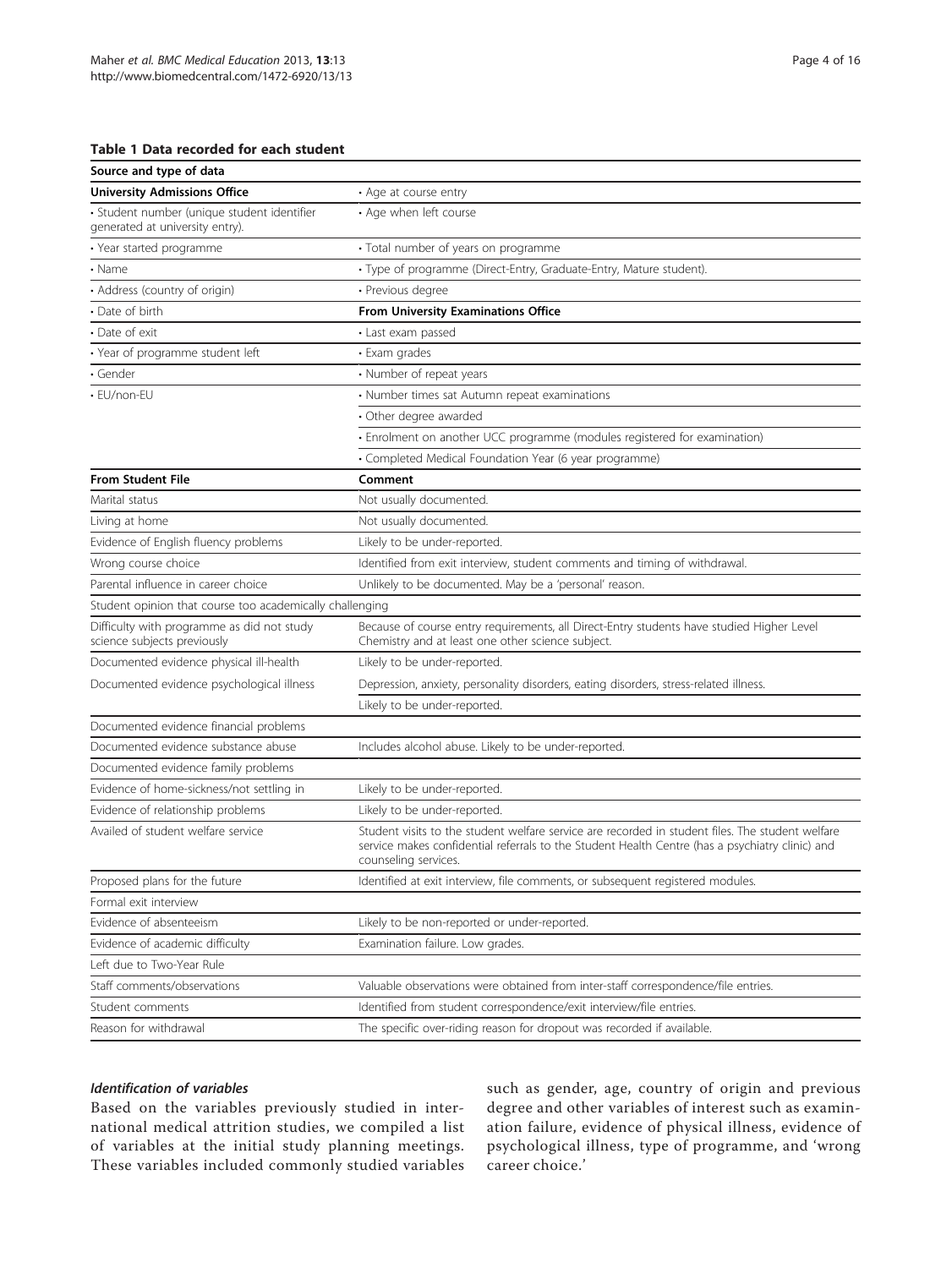**Table 1 Data recorded for each student**

| Source and type of data | |
|---|---|
| **University Admissions Office** | • Age at course entry |
| • Student number (unique student identifier generated at university entry). | • Age when left course |
| • Year started programme | • Total number of years on programme |
| • Name | • Type of programme (Direct-Entry, Graduate-Entry, Mature student). |
| • Address (country of origin) | • Previous degree |
| • Date of birth | **From University Examinations Office** |
| • Date of exit | • Last exam passed |
| • Year of programme student left | • Exam grades |
| • Gender | • Number of repeat years |
| • EU/non-EU | • Number times sat Autumn repeat examinations |
| | • Other degree awarded |
| | • Enrolment on another UCC programme (modules registered for examination) |
| | • Completed Medical Foundation Year (6 year programme) |
| **From Student File** | **Comment** |
| Marital status | Not usually documented. |
| Living at home | Not usually documented. |
| Evidence of English fluency problems | Likely to be under-reported. |
| Wrong course choice | Identified from exit interview, student comments and timing of withdrawal. |
| Parental influence in career choice | Unlikely to be documented. May be a 'personal' reason. |
| Student opinion that course too academically challenging | |
| Difficulty with programme as did not study science subjects previously | Because of course entry requirements, all Direct-Entry students have studied Higher Level Chemistry and at least one other science subject. |
| Documented evidence physical ill-health | Likely to be under-reported. |
| Documented evidence psychological illness | Depression, anxiety, personality disorders, eating disorders, stress-related illness. |
| | Likely to be under-reported. |
| Documented evidence financial problems | |
| Documented evidence substance abuse | Includes alcohol abuse. Likely to be under-reported. |
| Documented evidence family problems | |
| Evidence of home-sickness/not settling in | Likely to be under-reported. |
| Evidence of relationship problems | Likely to be under-reported. |
| Availed of student welfare service | Student visits to the student welfare service are recorded in student files. The student welfare service makes confidential referrals to the Student Health Centre (has a psychiatry clinic) and counseling services. |
| Proposed plans for the future | Identified at exit interview, file comments, or subsequent registered modules. |
| Formal exit interview | |
| Evidence of absenteeism | Likely to be non-reported or under-reported. |
| Evidence of academic difficulty | Examination failure. Low grades. |
| Left due to Two-Year Rule | |
| Staff comments/observations | Valuable observations were obtained from inter-staff correspondence/file entries. |
| Student comments | Identified from student correspondence/exit interview/file entries. |
| Reason for withdrawal | The specific over-riding reason for dropout was recorded if available. |

#### *Identification of variables*

Based on the variables previously studied in international medical attrition studies, we compiled a list of variables at the initial study planning meetings. These variables included commonly studied variables such as gender, age, country of origin and previous degree and other variables of interest such as examination failure, evidence of physical illness, evidence of psychological illness, type of programme, and 'wrong career choice.'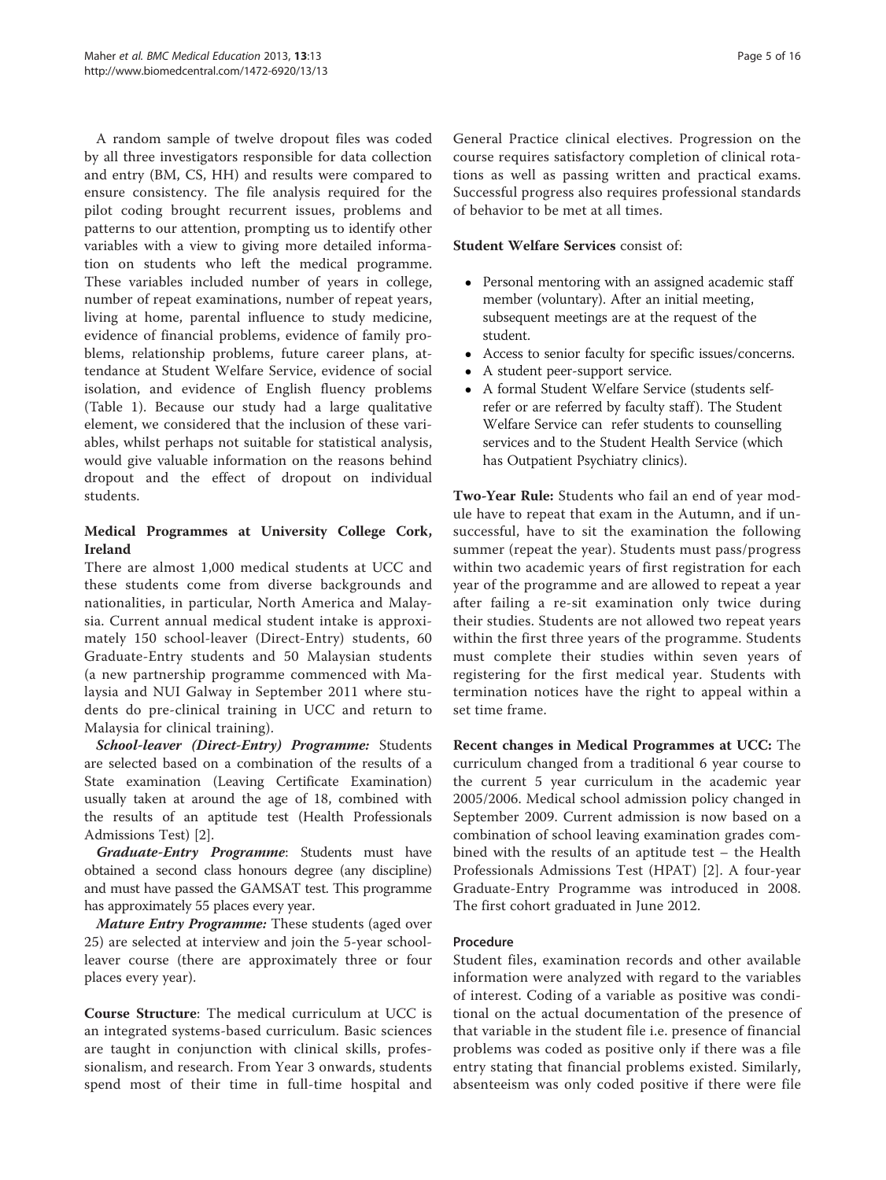A random sample of twelve dropout files was coded by all three investigators responsible for data collection and entry (BM, CS, HH) and results were compared to ensure consistency. The file analysis required for the pilot coding brought recurrent issues, problems and patterns to our attention, prompting us to identify other variables with a view to giving more detailed information on students who left the medical programme. These variables included number of years in college, number of repeat examinations, number of repeat years, living at home, parental influence to study medicine, evidence of financial problems, evidence of family problems, relationship problems, future career plans, attendance at Student Welfare Service, evidence of social isolation, and evidence of English fluency problems (Table 1). Because our study had a large qualitative element, we considered that the inclusion of these variables, whilst perhaps not suitable for statistical analysis, would give valuable information on the reasons behind dropout and the effect of dropout on individual students.

### Medical Programmes at University College Cork, Ireland

There are almost 1,000 medical students at UCC and these students come from diverse backgrounds and nationalities, in particular, North America and Malaysia. Current annual medical student intake is approximately 150 school-leaver (Direct-Entry) students, 60 Graduate-Entry students and 50 Malaysian students (a new partnership programme commenced with Malaysia and NUI Galway in September 2011 where students do pre-clinical training in UCC and return to Malaysia for clinical training).

***School-leaver (Direct-Entry) Programme:*** Students are selected based on a combination of the results of a State examination (Leaving Certificate Examination) usually taken at around the age of 18, combined with the results of an aptitude test (Health Professionals Admissions Test) [2].

***Graduate-Entry Programme***: Students must have obtained a second class honours degree (any discipline) and must have passed the GAMSAT test. This programme has approximately 55 places every year.

***Mature Entry Programme:*** These students (aged over 25) are selected at interview and join the 5-year school-leaver course (there are approximately three or four places every year).

**Course Structure**: The medical curriculum at UCC is an integrated systems-based curriculum. Basic sciences are taught in conjunction with clinical skills, professionalism, and research. From Year 3 onwards, students spend most of their time in full-time hospital and General Practice clinical electives. Progression on the course requires satisfactory completion of clinical rotations as well as passing written and practical exams. Successful progress also requires professional standards of behavior to be met at all times.

**Student Welfare Services** consist of:

- Personal mentoring with an assigned academic staff member (voluntary). After an initial meeting, subsequent meetings are at the request of the student.
- Access to senior faculty for specific issues/concerns.
- A student peer-support service.
- A formal Student Welfare Service (students self-refer or are referred by faculty staff). The Student Welfare Service can refer students to counselling services and to the Student Health Service (which has Outpatient Psychiatry clinics).

**Two-Year Rule:** Students who fail an end of year module have to repeat that exam in the Autumn, and if unsuccessful, have to sit the examination the following summer (repeat the year). Students must pass/progress within two academic years of first registration for each year of the programme and are allowed to repeat a year after failing a re-sit examination only twice during their studies. Students are not allowed two repeat years within the first three years of the programme. Students must complete their studies within seven years of registering for the first medical year. Students with termination notices have the right to appeal within a set time frame.

**Recent changes in Medical Programmes at UCC:** The curriculum changed from a traditional 6 year course to the current 5 year curriculum in the academic year 2005/2006. Medical school admission policy changed in September 2009. Current admission is now based on a combination of school leaving examination grades combined with the results of an aptitude test – the Health Professionals Admissions Test (HPAT) [2]. A four-year Graduate-Entry Programme was introduced in 2008. The first cohort graduated in June 2012.

### Procedure

Student files, examination records and other available information were analyzed with regard to the variables of interest. Coding of a variable as positive was conditional on the actual documentation of the presence of that variable in the student file i.e. presence of financial problems was coded as positive only if there was a file entry stating that financial problems existed. Similarly, absenteeism was only coded positive if there were file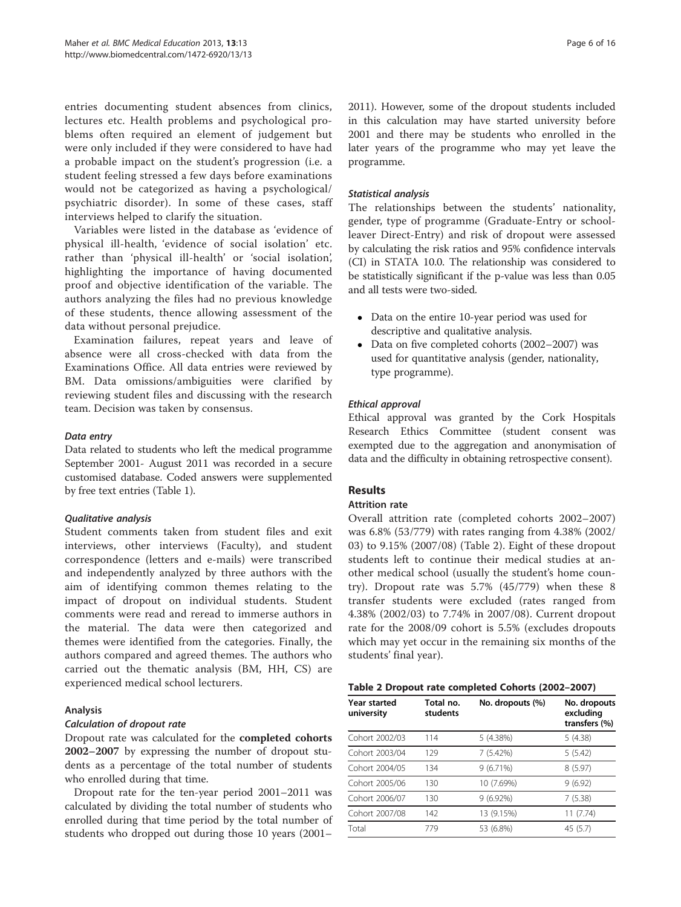entries documenting student absences from clinics, lectures etc. Health problems and psychological problems often required an element of judgement but were only included if they were considered to have had a probable impact on the student's progression (i.e. a student feeling stressed a few days before examinations would not be categorized as having a psychological/psychiatric disorder). In some of these cases, staff interviews helped to clarify the situation.

Variables were listed in the database as 'evidence of physical ill-health, 'evidence of social isolation' etc. rather than 'physical ill-health' or 'social isolation', highlighting the importance of having documented proof and objective identification of the variable. The authors analyzing the files had no previous knowledge of these students, thence allowing assessment of the data without personal prejudice.

Examination failures, repeat years and leave of absence were all cross-checked with data from the Examinations Office. All data entries were reviewed by BM. Data omissions/ambiguities were clarified by reviewing student files and discussing with the research team. Decision was taken by consensus.

#### *Data entry*

Data related to students who left the medical programme September 2001- August 2011 was recorded in a secure customised database. Coded answers were supplemented by free text entries (Table 1).

#### *Qualitative analysis*

Student comments taken from student files and exit interviews, other interviews (Faculty), and student correspondence (letters and e-mails) were transcribed and independently analyzed by three authors with the aim of identifying common themes relating to the impact of dropout on individual students. Student comments were read and reread to immerse authors in the material. The data were then categorized and themes were identified from the categories. Finally, the authors compared and agreed themes. The authors who carried out the thematic analysis (BM, HH, CS) are experienced medical school lecturers.

### Analysis

#### *Calculation of dropout rate*

Dropout rate was calculated for the **completed cohorts 2002–2007** by expressing the number of dropout students as a percentage of the total number of students who enrolled during that time.

Dropout rate for the ten-year period 2001–2011 was calculated by dividing the total number of students who enrolled during that time period by the total number of students who dropped out during those 10 years (2001–2011). However, some of the dropout students included in this calculation may have started university before 2001 and there may be students who enrolled in the later years of the programme who may yet leave the programme.

#### *Statistical analysis*

The relationships between the students' nationality, gender, type of programme (Graduate-Entry or school-leaver Direct-Entry) and risk of dropout were assessed by calculating the risk ratios and 95% confidence intervals (CI) in STATA 10.0. The relationship was considered to be statistically significant if the p-value was less than 0.05 and all tests were two-sided.

- Data on the entire 10-year period was used for descriptive and qualitative analysis.
- Data on five completed cohorts (2002–2007) was used for quantitative analysis (gender, nationality, type programme).

#### *Ethical approval*

Ethical approval was granted by the Cork Hospitals Research Ethics Committee (student consent was exempted due to the aggregation and anonymisation of data and the difficulty in obtaining retrospective consent).

## Results

### Attrition rate

Overall attrition rate (completed cohorts 2002–2007) was 6.8% (53/779) with rates ranging from 4.38% (2002/03) to 9.15% (2007/08) (Table 2). Eight of these dropout students left to continue their medical studies at another medical school (usually the student's home country). Dropout rate was 5.7% (45/779) when these 8 transfer students were excluded (rates ranged from 4.38% (2002/03) to 7.74% in 2007/08). Current dropout rate for the 2008/09 cohort is 5.5% (excludes dropouts which may yet occur in the remaining six months of the students' final year).

**Table 2 Dropout rate completed Cohorts (2002–2007)**

| Year started university | Total no. students | No. dropouts (%) | No. dropouts excluding transfers (%) |
|---|---|---|---|
| Cohort 2002/03 | 114 | 5 (4.38%) | 5 (4.38) |
| Cohort 2003/04 | 129 | 7 (5.42%) | 5 (5.42) |
| Cohort 2004/05 | 134 | 9 (6.71%) | 8 (5.97) |
| Cohort 2005/06 | 130 | 10 (7.69%) | 9 (6.92) |
| Cohort 2006/07 | 130 | 9 (6.92%) | 7 (5.38) |
| Cohort 2007/08 | 142 | 13 (9.15%) | 11 (7.74) |
| Total | 779 | 53 (6.8%) | 45 (5.7) |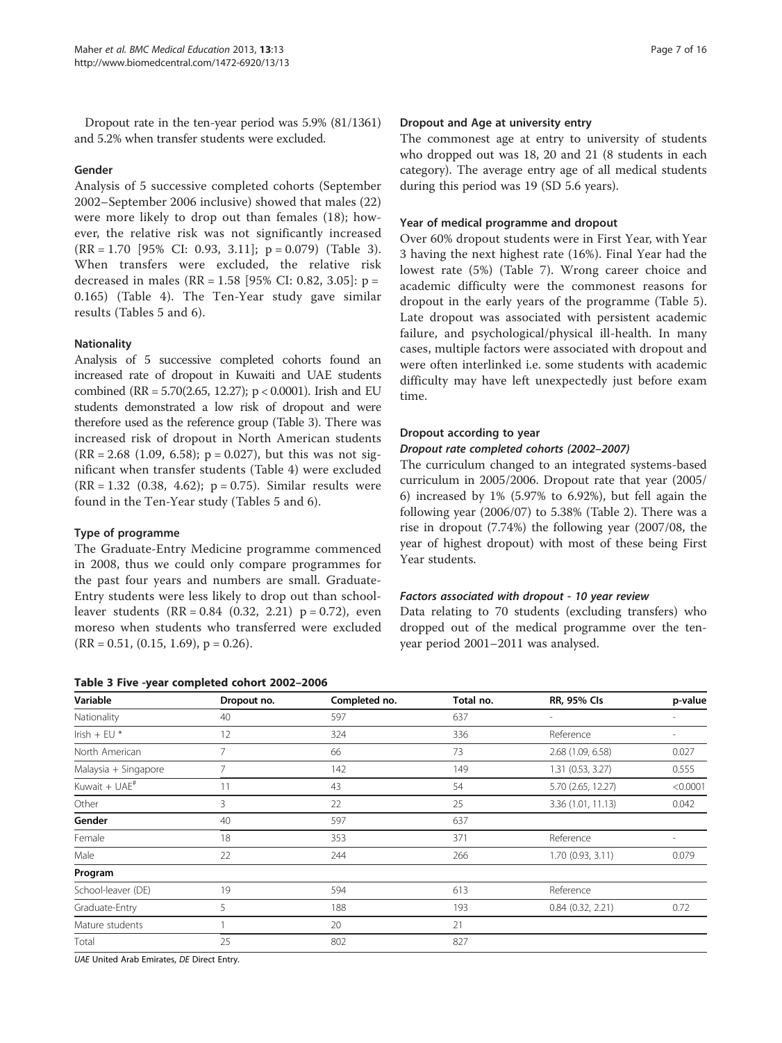Dropout rate in the ten-year period was 5.9% (81/1361) and 5.2% when transfer students were excluded.

### Gender

Analysis of 5 successive completed cohorts (September 2002–September 2006 inclusive) showed that males (22) were more likely to drop out than females (18); however, the relative risk was not significantly increased (RR = 1.70 [95% CI: 0.93, 3.11]; p = 0.079) (Table 3). When transfers were excluded, the relative risk decreased in males (RR = 1.58 [95% CI: 0.82, 3.05]: p = 0.165) (Table 4). The Ten-Year study gave similar results (Tables 5 and 6).

### Nationality

Analysis of 5 successive completed cohorts found an increased rate of dropout in Kuwaiti and UAE students combined (RR = 5.70(2.65, 12.27); p < 0.0001). Irish and EU students demonstrated a low risk of dropout and were therefore used as the reference group (Table 3). There was increased risk of dropout in North American students (RR = 2.68 (1.09, 6.58); p = 0.027), but this was not significant when transfer students (Table 4) were excluded (RR = 1.32 (0.38, 4.62); p = 0.75). Similar results were found in the Ten-Year study (Tables 5 and 6).

### Type of programme

The Graduate-Entry Medicine programme commenced in 2008, thus we could only compare programmes for the past four years and numbers are small. Graduate-Entry students were less likely to drop out than school-leaver students (RR = 0.84 (0.32, 2.21) p = 0.72), even moreso when students who transferred were excluded (RR = 0.51, (0.15, 1.69), p = 0.26).

### Dropout and Age at university entry

The commonest age at entry to university of students who dropped out was 18, 20 and 21 (8 students in each category). The average entry age of all medical students during this period was 19 (SD 5.6 years).

### Year of medical programme and dropout

Over 60% dropout students were in First Year, with Year 3 having the next highest rate (16%). Final Year had the lowest rate (5%) (Table 7). Wrong career choice and academic difficulty were the commonest reasons for dropout in the early years of the programme (Table 5). Late dropout was associated with persistent academic failure, and psychological/physical ill-health. In many cases, multiple factors were associated with dropout and were often interlinked i.e. some students with academic difficulty may have left unexpectedly just before exam time.

### Dropout according to year

#### *Dropout rate completed cohorts (2002–2007)*

The curriculum changed to an integrated systems-based curriculum in 2005/2006. Dropout rate that year (2005/6) increased by 1% (5.97% to 6.92%), but fell again the following year (2006/07) to 5.38% (Table 2). There was a rise in dropout (7.74%) the following year (2007/08, the year of highest dropout) with most of these being First Year students.

#### *Factors associated with dropout - 10 year review*

Data relating to 70 students (excluding transfers) who dropped out of the medical programme over the ten-year period 2001–2011 was analysed.

**Table 3 Five -year completed cohort 2002–2006**

| Variable | Dropout no. | Completed no. | Total no. | RR, 95% CIs | p-value |
|---|---|---|---|---|---|
| Nationality | 40 | 597 | 637 | - | - |
| Irish + EU * | 12 | 324 | 336 | Reference | - |
| North American | 7 | 66 | 73 | 2.68 (1.09, 6.58) | 0.027 |
| Malaysia + Singapore | 7 | 142 | 149 | 1.31 (0.53, 3.27) | 0.555 |
| Kuwait + UAE[#] | 11 | 43 | 54 | 5.70 (2.65, 12.27) | <0.0001 |
| Other | 3 | 22 | 25 | 3.36 (1.01, 11.13) | 0.042 |
| **Gender** | 40 | 597 | 637 | | |
| Female | 18 | 353 | 371 | Reference | - |
| Male | 22 | 244 | 266 | 1.70 (0.93, 3.11) | 0.079 |
| **Program** | | | | | |
| School-leaver (DE) | 19 | 594 | 613 | Reference | |
| Graduate-Entry | 5 | 188 | 193 | 0.84 (0.32, 2.21) | 0.72 |
| Mature students | 1 | 20 | 21 | | |
| Total | 25 | 802 | 827 | | |

*UAE* United Arab Emirates, *DE* Direct Entry.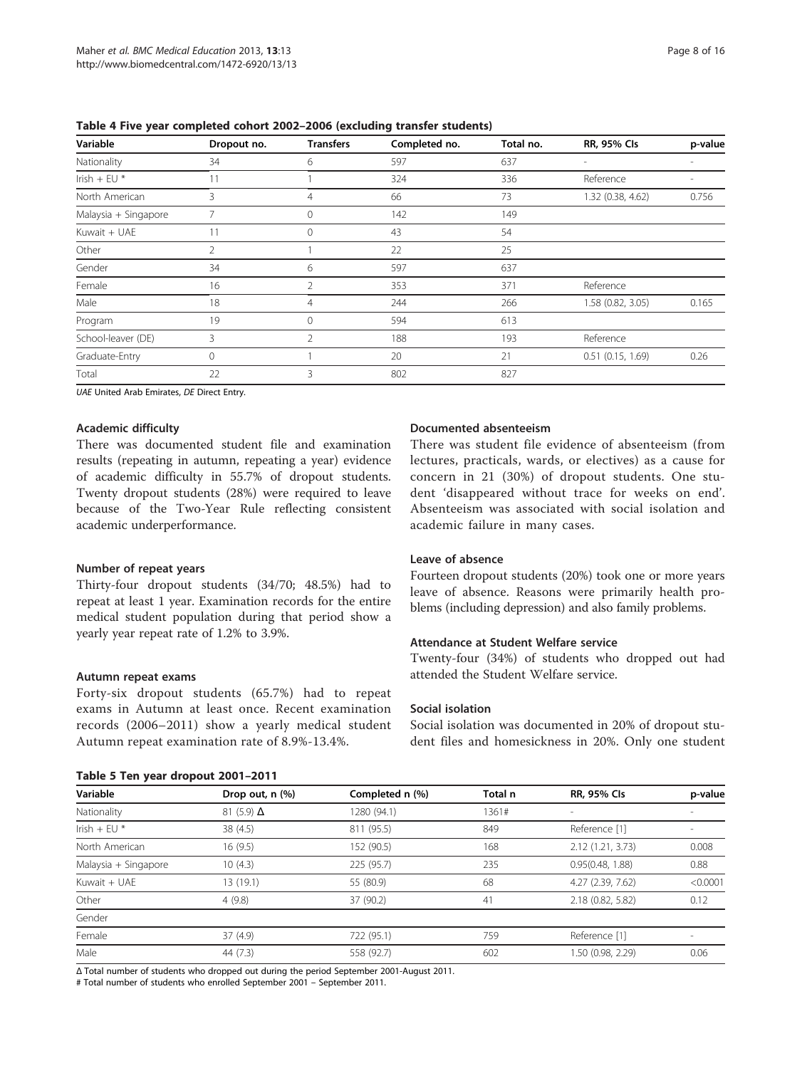**Table 4 Five year completed cohort 2002–2006 (excluding transfer students)**

| Variable | Dropout no. | Transfers | Completed no. | Total no. | RR, 95% CIs | p-value |
|---|---|---|---|---|---|---|
| Nationality | 34 | 6 | 597 | 637 | - | - |
| Irish + EU * | 11 | 1 | 324 | 336 | Reference | - |
| North American | 3 | 4 | 66 | 73 | 1.32 (0.38, 4.62) | 0.756 |
| Malaysia + Singapore | 7 | 0 | 142 | 149 | | |
| Kuwait + UAE | 11 | 0 | 43 | 54 | | |
| Other | 2 | 1 | 22 | 25 | | |
| Gender | 34 | 6 | 597 | 637 | | |
| Female | 16 | 2 | 353 | 371 | Reference | |
| Male | 18 | 4 | 244 | 266 | 1.58 (0.82, 3.05) | 0.165 |
| Program | 19 | 0 | 594 | 613 | | |
| School-leaver (DE) | 3 | 2 | 188 | 193 | Reference | |
| Graduate-Entry | 0 | 1 | 20 | 21 | 0.51 (0.15, 1.69) | 0.26 |
| Total | 22 | 3 | 802 | 827 | | |

*UAE* United Arab Emirates, *DE* Direct Entry.

#### Academic difficulty

There was documented student file and examination results (repeating in autumn, repeating a year) evidence of academic difficulty in 55.7% of dropout students. Twenty dropout students (28%) were required to leave because of the Two-Year Rule reflecting consistent academic underperformance.

#### Number of repeat years

Thirty-four dropout students (34/70; 48.5%) had to repeat at least 1 year. Examination records for the entire medical student population during that period show a yearly year repeat rate of 1.2% to 3.9%.

#### Autumn repeat exams

Forty-six dropout students (65.7%) had to repeat exams in Autumn at least once. Recent examination records (2006–2011) show a yearly medical student Autumn repeat examination rate of 8.9%-13.4%.

#### Documented absenteeism

There was student file evidence of absenteeism (from lectures, practicals, wards, or electives) as a cause for concern in 21 (30%) of dropout students. One student 'disappeared without trace for weeks on end'. Absenteeism was associated with social isolation and academic failure in many cases.

#### Leave of absence

Fourteen dropout students (20%) took one or more years leave of absence. Reasons were primarily health problems (including depression) and also family problems.

#### Attendance at Student Welfare service

Twenty-four (34%) of students who dropped out had attended the Student Welfare service.

#### Social isolation

Social isolation was documented in 20% of dropout student files and homesickness in 20%. Only one student

**Table 5 Ten year dropout 2001–2011**

| Variable | Drop out, n (%) | Completed n (%) | Total n | RR, 95% CIs | p-value |
|---|---|---|---|---|---|
| Nationality | 81 (5.9) Δ | 1280 (94.1) | 1361# | - | - |
| Irish + EU * | 38 (4.5) | 811 (95.5) | 849 | Reference [1] | - |
| North American | 16 (9.5) | 152 (90.5) | 168 | 2.12 (1.21, 3.73) | 0.008 |
| Malaysia + Singapore | 10 (4.3) | 225 (95.7) | 235 | 0.95(0.48, 1.88) | 0.88 |
| Kuwait + UAE | 13 (19.1) | 55 (80.9) | 68 | 4.27 (2.39, 7.62) | <0.0001 |
| Other | 4 (9.8) | 37 (90.2) | 41 | 2.18 (0.82, 5.82) | 0.12 |
| Gender | | | | | |
| Female | 37 (4.9) | 722 (95.1) | 759 | Reference [1] | - |
| Male | 44 (7.3) | 558 (92.7) | 602 | 1.50 (0.98, 2.29) | 0.06 |

Δ Total number of students who dropped out during the period September 2001-August 2011.
# Total number of students who enrolled September 2001 – September 2011.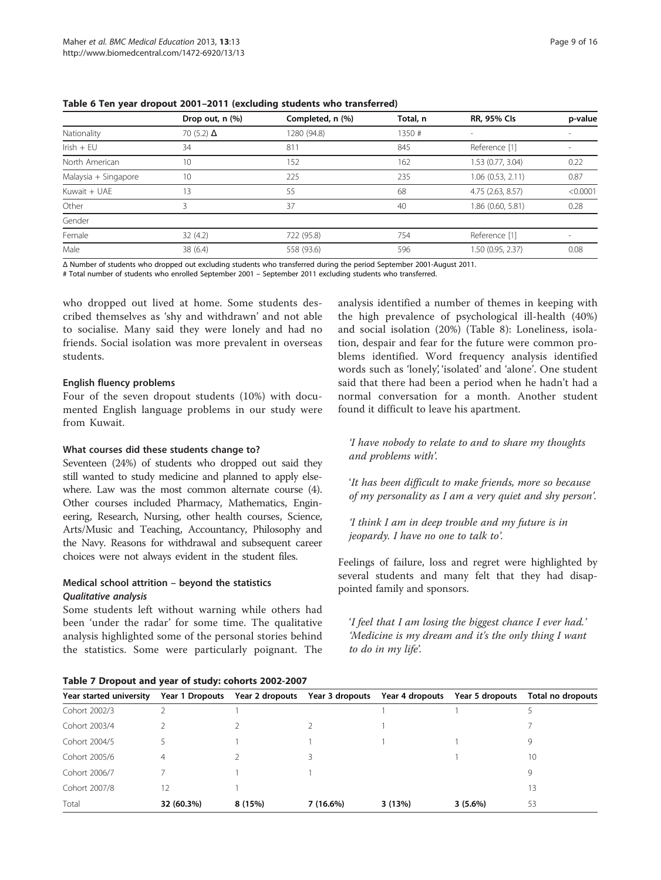**Table 6 Ten year dropout 2001–2011 (excluding students who transferred)**

| | Drop out, n (%) | Completed, n (%) | Total, n | RR, 95% CIs | p-value |
|---|---|---|---|---|---|
| Nationality | 70 (5.2) Δ | 1280 (94.8) | 1350 # | - | - |
| Irish + EU | 34 | 811 | 845 | Reference [1] | - |
| North American | 10 | 152 | 162 | 1.53 (0.77, 3.04) | 0.22 |
| Malaysia + Singapore | 10 | 225 | 235 | 1.06 (0.53, 2.11) | 0.87 |
| Kuwait + UAE | 13 | 55 | 68 | 4.75 (2.63, 8.57) | <0.0001 |
| Other | 3 | 37 | 40 | 1.86 (0.60, 5.81) | 0.28 |
| Gender | | | | | |
| Female | 32 (4.2) | 722 (95.8) | 754 | Reference [1] | - |
| Male | 38 (6.4) | 558 (93.6) | 596 | 1.50 (0.95, 2.37) | 0.08 |

Δ Number of students who dropped out excluding students who transferred during the period September 2001-August 2011.
# Total number of students who enrolled September 2001 – September 2011 excluding students who transferred.

who dropped out lived at home. Some students described themselves as 'shy and withdrawn' and not able to socialise. Many said they were lonely and had no friends. Social isolation was more prevalent in overseas students.

#### English fluency problems

Four of the seven dropout students (10%) with documented English language problems in our study were from Kuwait.

#### What courses did these students change to?

Seventeen (24%) of students who dropped out said they still wanted to study medicine and planned to apply elsewhere. Law was the most common alternate course (4). Other courses included Pharmacy, Mathematics, Engineering, Research, Nursing, other health courses, Science, Arts/Music and Teaching, Accountancy, Philosophy and the Navy. Reasons for withdrawal and subsequent career choices were not always evident in the student files.

### Medical school attrition – beyond the statistics

#### *Qualitative analysis*

Some students left without warning while others had been 'under the radar' for some time. The qualitative analysis highlighted some of the personal stories behind the statistics. Some were particularly poignant. The analysis identified a number of themes in keeping with the high prevalence of psychological ill-health (40%) and social isolation (20%) (Table 8): Loneliness, isolation, despair and fear for the future were common problems identified. Word frequency analysis identified words such as 'lonely', 'isolated' and 'alone'. One student said that there had been a period when he hadn't had a normal conversation for a month. Another student found it difficult to leave his apartment.

> *'I have nobody to relate to and to share my thoughts and problems with'.*
>
> *'It has been difficult to make friends, more so because of my personality as I am a very quiet and shy person'.*
>
> *'I think I am in deep trouble and my future is in jeopardy. I have no one to talk to'.*

Feelings of failure, loss and regret were highlighted by several students and many felt that they had disappointed family and sponsors.

> *'I feel that I am losing the biggest chance I ever had.' 'Medicine is my dream and it's the only thing I want to do in my life'.*

**Table 7 Dropout and year of study: cohorts 2002-2007**

| Year started university | Year 1 Dropouts | Year 2 dropouts | Year 3 dropouts | Year 4 dropouts | Year 5 dropouts | Total no dropouts |
|---|---|---|---|---|---|---|
| Cohort 2002/3 | 2 | 1 | | 1 | 1 | 5 |
| Cohort 2003/4 | 2 | 2 | 2 | 1 | | 7 |
| Cohort 2004/5 | 5 | 1 | 1 | 1 | 1 | 9 |
| Cohort 2005/6 | 4 | 2 | 3 | | 1 | 10 |
| Cohort 2006/7 | 7 | 1 | 1 | | | 9 |
| Cohort 2007/8 | 12 | 1 | | | | 13 |
| Total | **32 (60.3%)** | **8 (15%)** | **7 (16.6%)** | **3 (13%)** | **3 (5.6%)** | 53 |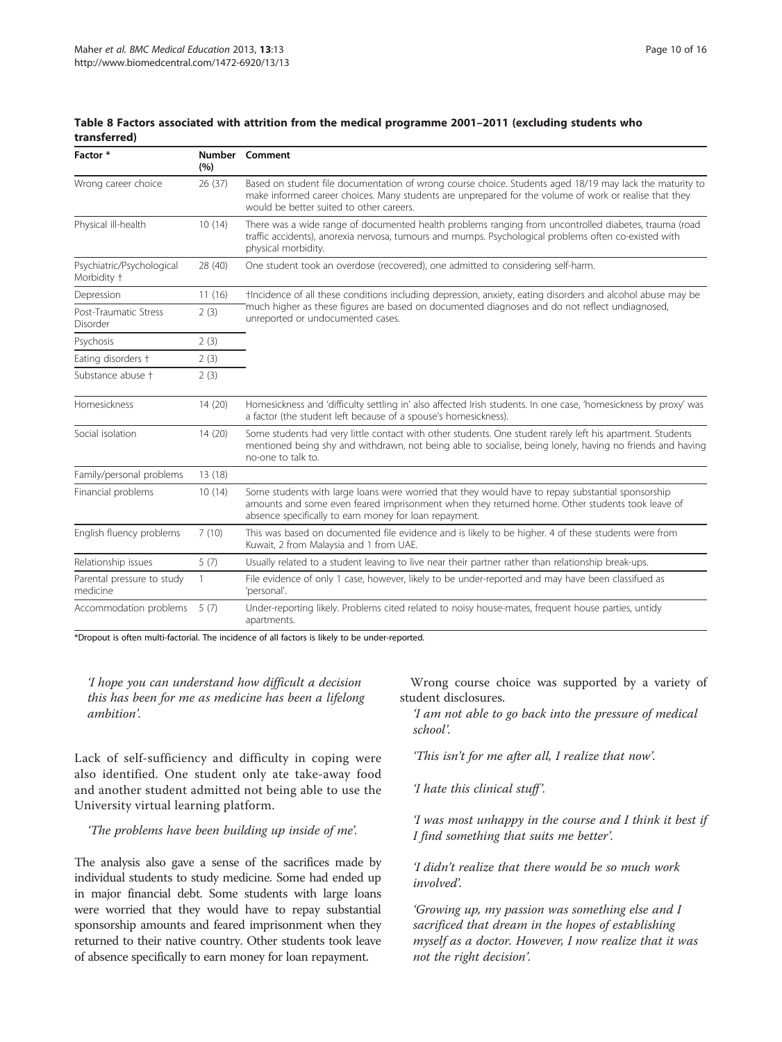**Table 8 Factors associated with attrition from the medical programme 2001–2011 (excluding students who transferred)**

| Factor * | Number (%) | Comment |
|---|---|---|
| Wrong career choice | 26 (37) | Based on student file documentation of wrong course choice. Students aged 18/19 may lack the maturity to make informed career choices. Many students are unprepared for the volume of work or realise that they would be better suited to other careers. |
| Physical ill-health | 10 (14) | There was a wide range of documented health problems ranging from uncontrolled diabetes, trauma (road traffic accidents), anorexia nervosa, tumours and mumps. Psychological problems often co-existed with physical morbidity. |
| Psychiatric/Psychological Morbidity † | 28 (40) | One student took an overdose (recovered), one admitted to considering self-harm. |
| Depression | 11 (16) | †Incidence of all these conditions including depression, anxiety, eating disorders and alcohol abuse may be much higher as these figures are based on documented diagnoses and do not reflect undiagnosed, unreported or undocumented cases. |
| Post-Traumatic Stress Disorder | 2 (3) | |
| Psychosis | 2 (3) | |
| Eating disorders † | 2 (3) | |
| Substance abuse † | 2 (3) | |
| Homesickness | 14 (20) | Homesickness and 'difficulty settling in' also affected Irish students. In one case, 'homesickness by proxy' was a factor (the student left because of a spouse's homesickness). |
| Social isolation | 14 (20) | Some students had very little contact with other students. One student rarely left his apartment. Students mentioned being shy and withdrawn, not being able to socialise, being lonely, having no friends and having no-one to talk to. |
| Family/personal problems | 13 (18) | |
| Financial problems | 10 (14) | Some students with large loans were worried that they would have to repay substantial sponsorship amounts and some even feared imprisonment when they returned home. Other students took leave of absence specifically to earn money for loan repayment. |
| English fluency problems | 7 (10) | This was based on documented file evidence and is likely to be higher. 4 of these students were from Kuwait, 2 from Malaysia and 1 from UAE. |
| Relationship issues | 5 (7) | Usually related to a student leaving to live near their partner rather than relationship break-ups. |
| Parental pressure to study medicine | 1 | File evidence of only 1 case, however, likely to be under-reported and may have been classifued as 'personal'. |
| Accommodation problems | 5 (7) | Under-reporting likely. Problems cited related to noisy house-mates, frequent house parties, untidy apartments. |

*Dropout is often multi-factorial. The incidence of all factors is likely to be under-reported.

*'I hope you can understand how difficult a decision this has been for me as medicine has been a lifelong ambition'.*

Lack of self-sufficiency and difficulty in coping were also identified. One student only ate take-away food and another student admitted not being able to use the University virtual learning platform.

*'The problems have been building up inside of me'.*

The analysis also gave a sense of the sacrifices made by individual students to study medicine. Some had ended up in major financial debt. Some students with large loans were worried that they would have to repay substantial sponsorship amounts and feared imprisonment when they returned to their native country. Other students took leave of absence specifically to earn money for loan repayment.

Wrong course choice was supported by a variety of student disclosures.

*'I am not able to go back into the pressure of medical school'.*

*'This isn't for me after all, I realize that now'.*

*'I hate this clinical stuff'.*

*'I was most unhappy in the course and I think it best if I find something that suits me better'.*

*'I didn't realize that there would be so much work involved'.*

*'Growing up, my passion was something else and I sacrificed that dream in the hopes of establishing myself as a doctor. However, I now realize that it was not the right decision'.*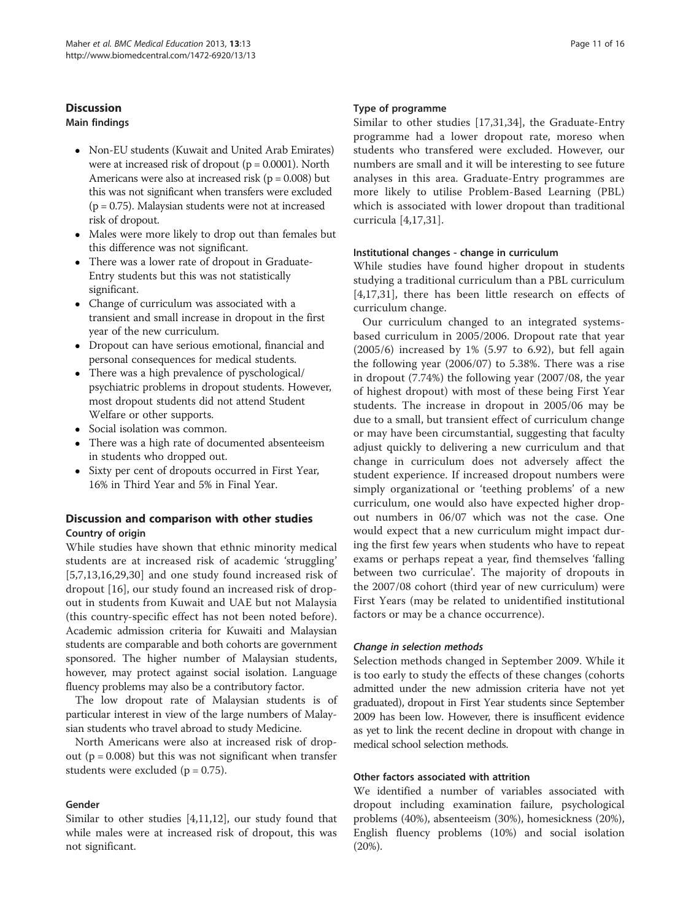## Discussion

### Main findings

- Non-EU students (Kuwait and United Arab Emirates) were at increased risk of dropout (p = 0.0001). North Americans were also at increased risk (p = 0.008) but this was not significant when transfers were excluded (p = 0.75). Malaysian students were not at increased risk of dropout.
- Males were more likely to drop out than females but this difference was not significant.
- There was a lower rate of dropout in Graduate-Entry students but this was not statistically significant.
- Change of curriculum was associated with a transient and small increase in dropout in the first year of the new curriculum.
- Dropout can have serious emotional, financial and personal consequences for medical students.
- There was a high prevalence of pyschological/psychiatric problems in dropout students. However, most dropout students did not attend Student Welfare or other supports.
- Social isolation was common.
- There was a high rate of documented absenteeism in students who dropped out.
- Sixty per cent of dropouts occurred in First Year, 16% in Third Year and 5% in Final Year.

## Discussion and comparison with other studies

### Country of origin

While studies have shown that ethnic minority medical students are at increased risk of academic 'struggling' [5,7,13,16,29,30] and one study found increased risk of dropout [16], our study found an increased risk of dropout in students from Kuwait and UAE but not Malaysia (this country-specific effect has not been noted before). Academic admission criteria for Kuwaiti and Malaysian students are comparable and both cohorts are government sponsored. The higher number of Malaysian students, however, may protect against social isolation. Language fluency problems may also be a contributory factor.

The low dropout rate of Malaysian students is of particular interest in view of the large numbers of Malaysian students who travel abroad to study Medicine.

North Americans were also at increased risk of dropout (p = 0.008) but this was not significant when transfer students were excluded (p = 0.75).

### Gender

Similar to other studies [4,11,12], our study found that while males were at increased risk of dropout, this was not significant.

### Type of programme

Similar to other studies [17,31,34], the Graduate-Entry programme had a lower dropout rate, moreso when students who transfered were excluded. However, our numbers are small and it will be interesting to see future analyses in this area. Graduate-Entry programmes are more likely to utilise Problem-Based Learning (PBL) which is associated with lower dropout than traditional curricula [4,17,31].

### Institutional changes - change in curriculum

While studies have found higher dropout in students studying a traditional curriculum than a PBL curriculum [4,17,31], there has been little research on effects of curriculum change.

Our curriculum changed to an integrated systems-based curriculum in 2005/2006. Dropout rate that year (2005/6) increased by 1% (5.97 to 6.92), but fell again the following year (2006/07) to 5.38%. There was a rise in dropout (7.74%) the following year (2007/08, the year of highest dropout) with most of these being First Year students. The increase in dropout in 2005/06 may be due to a small, but transient effect of curriculum change or may have been circumstantial, suggesting that faculty adjust quickly to delivering a new curriculum and that change in curriculum does not adversely affect the student experience. If increased dropout numbers were simply organizational or 'teething problems' of a new curriculum, one would also have expected higher dropout numbers in 06/07 which was not the case. One would expect that a new curriculum might impact during the first few years when students who have to repeat exams or perhaps repeat a year, find themselves 'falling between two curriculae'. The majority of dropouts in the 2007/08 cohort (third year of new curriculum) were First Years (may be related to unidentified institutional factors or may be a chance occurrence).

#### *Change in selection methods*

Selection methods changed in September 2009. While it is too early to study the effects of these changes (cohorts admitted under the new admission criteria have not yet graduated), dropout in First Year students since September 2009 has been low. However, there is insufficent evidence as yet to link the recent decline in dropout with change in medical school selection methods.

### Other factors associated with attrition

We identified a number of variables associated with dropout including examination failure, psychological problems (40%), absenteeism (30%), homesickness (20%), English fluency problems (10%) and social isolation (20%).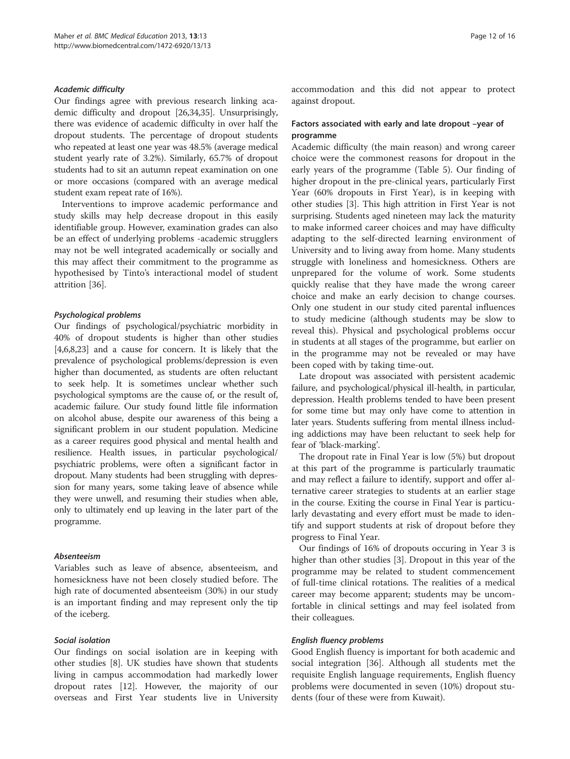#### *Academic difficulty*

Our findings agree with previous research linking academic difficulty and dropout [26,34,35]. Unsurprisingly, there was evidence of academic difficulty in over half the dropout students. The percentage of dropout students who repeated at least one year was 48.5% (average medical student yearly rate of 3.2%). Similarly, 65.7% of dropout students had to sit an autumn repeat examination on one or more occasions (compared with an average medical student exam repeat rate of 16%).

Interventions to improve academic performance and study skills may help decrease dropout in this easily identifiable group. However, examination grades can also be an effect of underlying problems -academic strugglers may not be well integrated academically or socially and this may affect their commitment to the programme as hypothesised by Tinto's interactional model of student attrition [36].

#### *Psychological problems*

Our findings of psychological/psychiatric morbidity in 40% of dropout students is higher than other studies [4,6,8,23] and a cause for concern. It is likely that the prevalence of psychological problems/depression is even higher than documented, as students are often reluctant to seek help. It is sometimes unclear whether such psychological symptoms are the cause of, or the result of, academic failure. Our study found little file information on alcohol abuse, despite our awareness of this being a significant problem in our student population. Medicine as a career requires good physical and mental health and resilience. Health issues, in particular psychological/psychiatric problems, were often a significant factor in dropout. Many students had been struggling with depression for many years, some taking leave of absence while they were unwell, and resuming their studies when able, only to ultimately end up leaving in the later part of the programme.

#### *Absenteeism*

Variables such as leave of absence, absenteeism, and homesickness have not been closely studied before. The high rate of documented absenteeism (30%) in our study is an important finding and may represent only the tip of the iceberg.

#### *Social isolation*

Our findings on social isolation are in keeping with other studies [8]. UK studies have shown that students living in campus accommodation had markedly lower dropout rates [12]. However, the majority of our overseas and First Year students live in University accommodation and this did not appear to protect against dropout.

### Factors associated with early and late dropout –year of programme

Academic difficulty (the main reason) and wrong career choice were the commonest reasons for dropout in the early years of the programme (Table 5). Our finding of higher dropout in the pre-clinical years, particularly First Year (60% dropouts in First Year), is in keeping with other studies [3]. This high attrition in First Year is not surprising. Students aged nineteen may lack the maturity to make informed career choices and may have difficulty adapting to the self-directed learning environment of University and to living away from home. Many students struggle with loneliness and homesickness. Others are unprepared for the volume of work. Some students quickly realise that they have made the wrong career choice and make an early decision to change courses. Only one student in our study cited parental influences to study medicine (although students may be slow to reveal this). Physical and psychological problems occur in students at all stages of the programme, but earlier on in the programme may not be revealed or may have been coped with by taking time-out.

Late dropout was associated with persistent academic failure, and psychological/physical ill-health, in particular, depression. Health problems tended to have been present for some time but may only have come to attention in later years. Students suffering from mental illness including addictions may have been reluctant to seek help for fear of 'black-marking'.

The dropout rate in Final Year is low (5%) but dropout at this part of the programme is particularly traumatic and may reflect a failure to identify, support and offer alternative career strategies to students at an earlier stage in the course. Exiting the course in Final Year is particularly devastating and every effort must be made to identify and support students at risk of dropout before they progress to Final Year.

Our findings of 16% of dropouts occuring in Year 3 is higher than other studies [3]. Dropout in this year of the programme may be related to student commencement of full-time clinical rotations. The realities of a medical career may become apparent; students may be uncomfortable in clinical settings and may feel isolated from their colleagues.

#### *English fluency problems*

Good English fluency is important for both academic and social integration [36]. Although all students met the requisite English language requirements, English fluency problems were documented in seven (10%) dropout students (four of these were from Kuwait).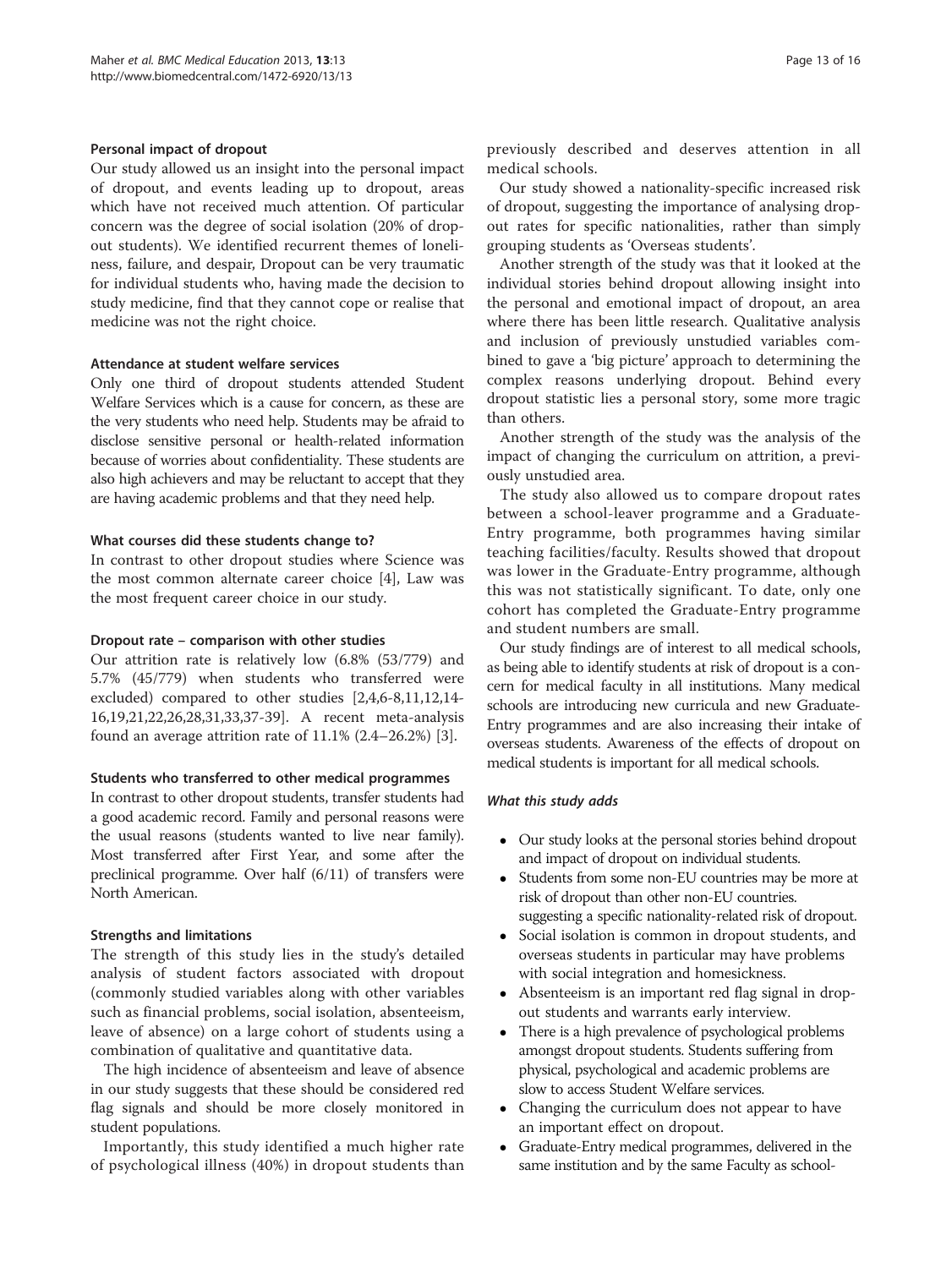#### Personal impact of dropout

Our study allowed us an insight into the personal impact of dropout, and events leading up to dropout, areas which have not received much attention. Of particular concern was the degree of social isolation (20% of dropout students). We identified recurrent themes of loneliness, failure, and despair, Dropout can be very traumatic for individual students who, having made the decision to study medicine, find that they cannot cope or realise that medicine was not the right choice.

#### Attendance at student welfare services

Only one third of dropout students attended Student Welfare Services which is a cause for concern, as these are the very students who need help. Students may be afraid to disclose sensitive personal or health-related information because of worries about confidentiality. These students are also high achievers and may be reluctant to accept that they are having academic problems and that they need help.

#### What courses did these students change to?

In contrast to other dropout studies where Science was the most common alternate career choice [4], Law was the most frequent career choice in our study.

#### Dropout rate – comparison with other studies

Our attrition rate is relatively low (6.8% (53/779) and 5.7% (45/779) when students who transferred were excluded) compared to other studies [2,4,6-8,11,12,14-16,19,21,22,26,28,31,33,37-39]. A recent meta-analysis found an average attrition rate of 11.1% (2.4–26.2%) [3].

#### Students who transferred to other medical programmes

In contrast to other dropout students, transfer students had a good academic record. Family and personal reasons were the usual reasons (students wanted to live near family). Most transferred after First Year, and some after the preclinical programme. Over half (6/11) of transfers were North American.

#### Strengths and limitations

The strength of this study lies in the study's detailed analysis of student factors associated with dropout (commonly studied variables along with other variables such as financial problems, social isolation, absenteeism, leave of absence) on a large cohort of students using a combination of qualitative and quantitative data.

The high incidence of absenteeism and leave of absence in our study suggests that these should be considered red flag signals and should be more closely monitored in student populations.

Importantly, this study identified a much higher rate of psychological illness (40%) in dropout students than previously described and deserves attention in all medical schools.

Our study showed a nationality-specific increased risk of dropout, suggesting the importance of analysing dropout rates for specific nationalities, rather than simply grouping students as 'Overseas students'.

Another strength of the study was that it looked at the individual stories behind dropout allowing insight into the personal and emotional impact of dropout, an area where there has been little research. Qualitative analysis and inclusion of previously unstudied variables combined to gave a 'big picture' approach to determining the complex reasons underlying dropout. Behind every dropout statistic lies a personal story, some more tragic than others.

Another strength of the study was the analysis of the impact of changing the curriculum on attrition, a previously unstudied area.

The study also allowed us to compare dropout rates between a school-leaver programme and a Graduate-Entry programme, both programmes having similar teaching facilities/faculty. Results showed that dropout was lower in the Graduate-Entry programme, although this was not statistically significant. To date, only one cohort has completed the Graduate-Entry programme and student numbers are small.

Our study findings are of interest to all medical schools, as being able to identify students at risk of dropout is a concern for medical faculty in all institutions. Many medical schools are introducing new curricula and new Graduate-Entry programmes and are also increasing their intake of overseas students. Awareness of the effects of dropout on medical students is important for all medical schools.

#### *What this study adds*

- Our study looks at the personal stories behind dropout and impact of dropout on individual students.
- Students from some non-EU countries may be more at risk of dropout than other non-EU countries. suggesting a specific nationality-related risk of dropout.
- Social isolation is common in dropout students, and overseas students in particular may have problems with social integration and homesickness.
- Absenteeism is an important red flag signal in dropout students and warrants early interview.
- There is a high prevalence of psychological problems amongst dropout students. Students suffering from physical, psychological and academic problems are slow to access Student Welfare services.
- Changing the curriculum does not appear to have an important effect on dropout.
- Graduate-Entry medical programmes, delivered in the same institution and by the same Faculty as school-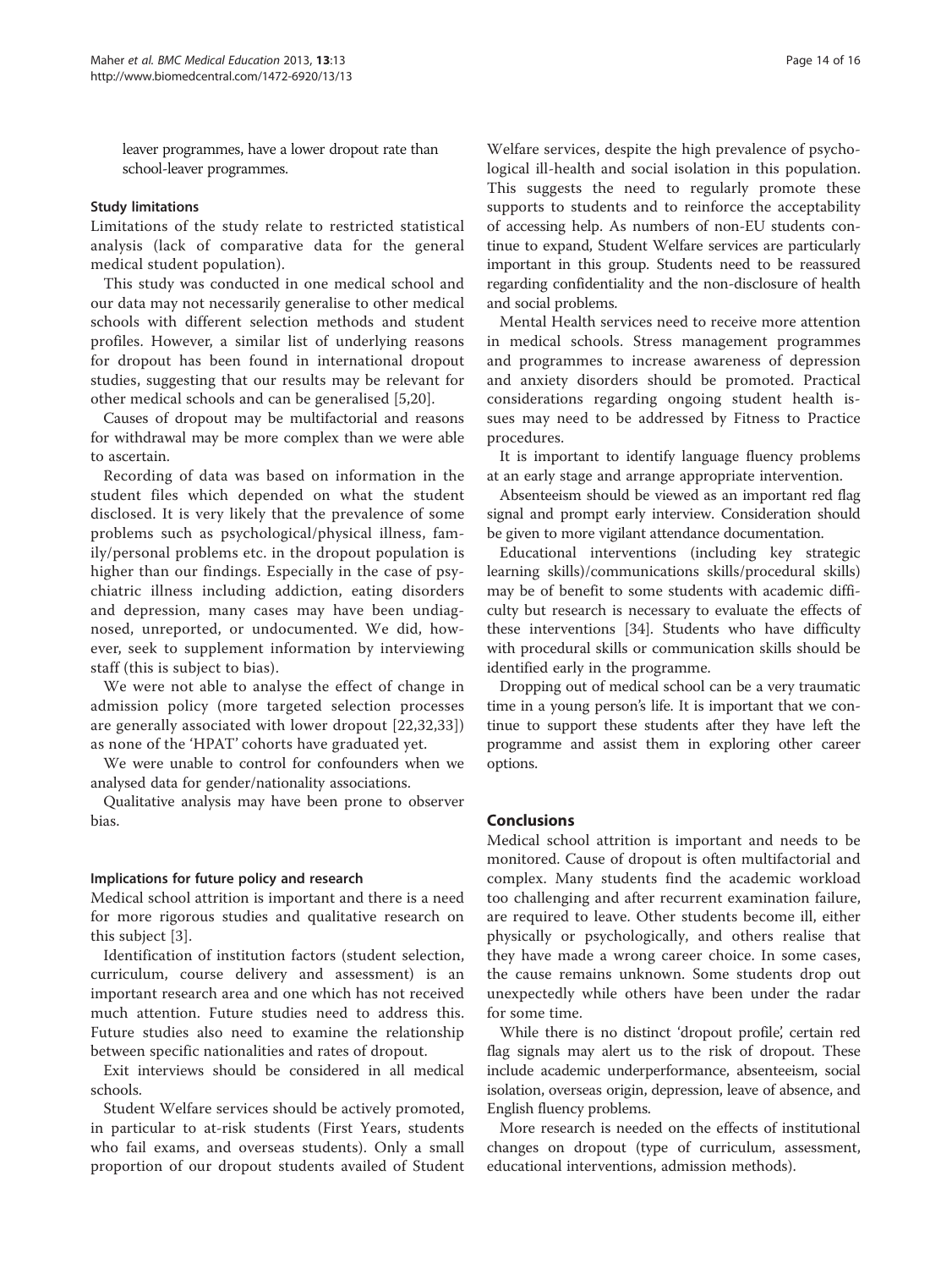leaver programmes, have a lower dropout rate than school-leaver programmes.

### Study limitations

Limitations of the study relate to restricted statistical analysis (lack of comparative data for the general medical student population).

This study was conducted in one medical school and our data may not necessarily generalise to other medical schools with different selection methods and student profiles. However, a similar list of underlying reasons for dropout has been found in international dropout studies, suggesting that our results may be relevant for other medical schools and can be generalised [5,20].

Causes of dropout may be multifactorial and reasons for withdrawal may be more complex than we were able to ascertain.

Recording of data was based on information in the student files which depended on what the student disclosed. It is very likely that the prevalence of some problems such as psychological/physical illness, family/personal problems etc. in the dropout population is higher than our findings. Especially in the case of psychiatric illness including addiction, eating disorders and depression, many cases may have been undiagnosed, unreported, or undocumented. We did, however, seek to supplement information by interviewing staff (this is subject to bias).

We were not able to analyse the effect of change in admission policy (more targeted selection processes are generally associated with lower dropout [22,32,33]) as none of the 'HPAT' cohorts have graduated yet.

We were unable to control for confounders when we analysed data for gender/nationality associations.

Qualitative analysis may have been prone to observer bias.

### Implications for future policy and research

Medical school attrition is important and there is a need for more rigorous studies and qualitative research on this subject [3].

Identification of institution factors (student selection, curriculum, course delivery and assessment) is an important research area and one which has not received much attention. Future studies need to address this. Future studies also need to examine the relationship between specific nationalities and rates of dropout.

Exit interviews should be considered in all medical schools.

Student Welfare services should be actively promoted, in particular to at-risk students (First Years, students who fail exams, and overseas students). Only a small proportion of our dropout students availed of Student Welfare services, despite the high prevalence of psychological ill-health and social isolation in this population. This suggests the need to regularly promote these supports to students and to reinforce the acceptability of accessing help. As numbers of non-EU students continue to expand, Student Welfare services are particularly important in this group. Students need to be reassured regarding confidentiality and the non-disclosure of health and social problems.

Mental Health services need to receive more attention in medical schools. Stress management programmes and programmes to increase awareness of depression and anxiety disorders should be promoted. Practical considerations regarding ongoing student health issues may need to be addressed by Fitness to Practice procedures.

It is important to identify language fluency problems at an early stage and arrange appropriate intervention.

Absenteeism should be viewed as an important red flag signal and prompt early interview. Consideration should be given to more vigilant attendance documentation.

Educational interventions (including key strategic learning skills)/communications skills/procedural skills) may be of benefit to some students with academic difficulty but research is necessary to evaluate the effects of these interventions [34]. Students who have difficulty with procedural skills or communication skills should be identified early in the programme.

Dropping out of medical school can be a very traumatic time in a young person's life. It is important that we continue to support these students after they have left the programme and assist them in exploring other career options.

## Conclusions

Medical school attrition is important and needs to be monitored. Cause of dropout is often multifactorial and complex. Many students find the academic workload too challenging and after recurrent examination failure, are required to leave. Other students become ill, either physically or psychologically, and others realise that they have made a wrong career choice. In some cases, the cause remains unknown. Some students drop out unexpectedly while others have been under the radar for some time.

While there is no distinct 'dropout profile', certain red flag signals may alert us to the risk of dropout. These include academic underperformance, absenteeism, social isolation, overseas origin, depression, leave of absence, and English fluency problems.

More research is needed on the effects of institutional changes on dropout (type of curriculum, assessment, educational interventions, admission methods).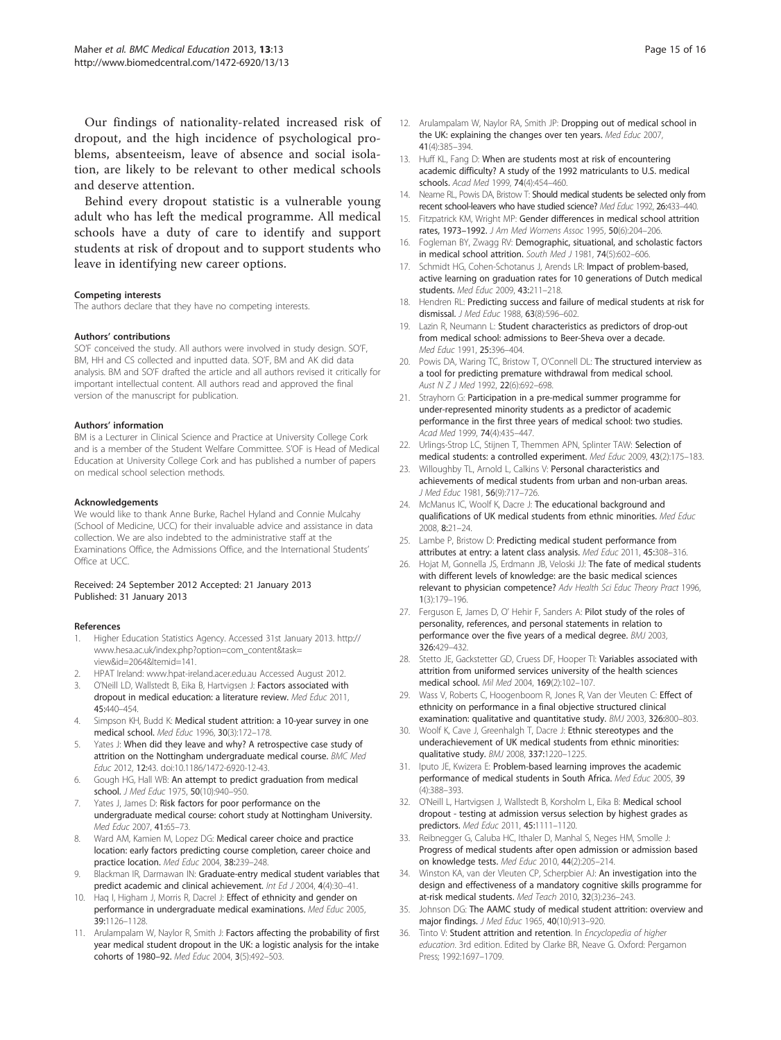Our findings of nationality-related increased risk of dropout, and the high incidence of psychological problems, absenteeism, leave of absence and social isolation, are likely to be relevant to other medical schools and deserve attention.

Behind every dropout statistic is a vulnerable young adult who has left the medical programme. All medical schools have a duty of care to identify and support students at risk of dropout and to support students who leave in identifying new career options.

#### Competing interests

The authors declare that they have no competing interests.

#### Authors' contributions

SO'F conceived the study. All authors were involved in study design. SO'F, BM, HH and CS collected and inputted data. SO'F, BM and AK did data analysis. BM and SO'F drafted the article and all authors revised it critically for important intellectual content. All authors read and approved the final version of the manuscript for publication.

#### Authors' information

BM is a Lecturer in Clinical Science and Practice at University College Cork and is a member of the Student Welfare Committee. S'OF is Head of Medical Education at University College Cork and has published a number of papers on medical school selection methods.

#### Acknowledgements

We would like to thank Anne Burke, Rachel Hyland and Connie Mulcahy (School of Medicine, UCC) for their invaluable advice and assistance in data collection. We are also indebted to the administrative staff at the Examinations Office, the Admissions Office, and the International Students' Office at UCC.

Received: 24 September 2012 Accepted: 21 January 2013
Published: 31 January 2013

#### References

1. Higher Education Statistics Agency. Accessed 31st January 2013. http://www.hesa.ac.uk/index.php?option=com_content&task=view&id=2064&Itemid=141.
2. HPAT Ireland: www.hpat-ireland.acer.edu.au Accessed August 2012.
3. O'Neill LD, Wallstedt B, Eika B, Hartvigsen J: **Factors associated with dropout in medical education: a literature review.** *Med Educ* 2011, **45**:440–454.
4. Simpson KH, Budd K: **Medical student attrition: a 10-year survey in one medical school.** *Med Educ* 1996, **30**(3):172–178.
5. Yates J: **When did they leave and why? A retrospective case study of attrition on the Nottingham undergraduate medical course.** *BMC Med Educ* 2012, **12**:43. doi:10.1186/1472-6920-12-43.
6. Gough HG, Hall WB: **An attempt to predict graduation from medical school.** *J Med Educ* 1975, **50**(10):940–950.
7. Yates J, James D: **Risk factors for poor performance on the undergraduate medical course: cohort study at Nottingham University.** *Med Educ* 2007, **41**:65–73.
8. Ward AM, Kamien M, Lopez DG: **Medical career choice and practice location: early factors predicting course completion, career choice and practice location.** *Med Educ* 2004, **38**:239–248.
9. Blackman IR, Darmawan IN: **Graduate-entry medical student variables that predict academic and clinical achievement.** *Int Ed J* 2004, **4**(4):30–41.
10. Haq I, Higham J, Morris R, Dacrel J: **Effect of ethnicity and gender on performance in undergraduate medical examinations.** *Med Educ* 2005, **39**:1126–1128.
11. Arulampalam W, Naylor R, Smith J: **Factors affecting the probability of first year medical student dropout in the UK: a logistic analysis for the intake cohorts of 1980–92.** *Med Educ* 2004, **3**(5):492–503.
12. Arulampalam W, Naylor RA, Smith JP: **Dropping out of medical school in the UK: explaining the changes over ten years.** *Med Educ* 2007, **41**(4):385–394.
13. Huff KL, Fang D: **When are students most at risk of encountering academic difficulty? A study of the 1992 matriculants to U.S. medical schools.** *Acad Med* 1999, **74**(4):454–460.
14. Neame RL, Powis DA, Bristow T: **Should medical students be selected only from recent school-leavers who have studied science?** *Med Educ* 1992, **26**:433–440.
15. Fitzpatrick KM, Wright MP: **Gender differences in medical school attrition rates, 1973–1992.** *J Am Med Womens Assoc* 1995, **50**(6):204–206.
16. Fogleman BY, Zwagg RV: **Demographic, situational, and scholastic factors in medical school attrition.** *South Med J* 1981, **74**(5):602–606.
17. Schmidt HG, Cohen-Schotanus J, Arends LR: **Impact of problem-based, active learning on graduation rates for 10 generations of Dutch medical students.** *Med Educ* 2009, **43**:211–218.
18. Hendren RL: **Predicting success and failure of medical students at risk for dismissal.** *J Med Educ* 1988, **63**(8):596–602.
19. Lazin R, Neumann L: **Student characteristics as predictors of drop-out from medical school: admissions to Beer-Sheva over a decade.** *Med Educ* 1991, **25**:396–404.
20. Powis DA, Waring TC, Bristow T, O'Connell DL: **The structured interview as a tool for predicting premature withdrawal from medical school.** *Aust N Z J Med* 1992, **22**(6):692–698.
21. Strayhorn G: **Participation in a pre-medical summer programme for under-represented minority students as a predictor of academic performance in the first three years of medical school: two studies.** *Acad Med* 1999, **74**(4):435–447.
22. Urlings-Strop LC, Stijnen T, Themmen APN, Splinter TAW: **Selection of medical students: a controlled experiment.** *Med Educ* 2009, **43**(2):175–183.
23. Willoughby TL, Arnold L, Calkins V: **Personal characteristics and achievements of medical students from urban and non-urban areas.** *J Med Educ* 1981, **56**(9):717–726.
24. McManus IC, Woolf K, Dacre J: **The educational background and qualifications of UK medical students from ethnic minorities.** *Med Educ* 2008, **8**:21–24.
25. Lambe P, Bristow D: **Predicting medical student performance from attributes at entry: a latent class analysis.** *Med Educ* 2011, **45**:308–316.
26. Hojat M, Gonnella JS, Erdmann JB, Veloski JJ: **The fate of medical students with different levels of knowledge: are the basic medical sciences relevant to physician competence?** *Adv Health Sci Educ Theory Pract* 1996, **1**(3):179–196.
27. Ferguson E, James D, O' Hehir F, Sanders A: **Pilot study of the roles of personality, references, and personal statements in relation to performance over the five years of a medical degree.** *BMJ* 2003, **326**:429–432.
28. Stetto JE, Gackstetter GD, Cruess DF, Hooper TI: **Variables associated with attrition from uniformed services university of the health sciences medical school.** *Mil Med* 2004, **169**(2):102–107.
29. Wass V, Roberts C, Hoogenboom R, Jones R, Van der Vleuten C: **Effect of ethnicity on performance in a final objective structured clinical examination: qualitative and quantitative study.** *BMJ* 2003, **326**:800–803.
30. Woolf K, Cave J, Greenhalgh T, Dacre J: **Ethnic stereotypes and the underachievement of UK medical students from ethnic minorities: qualitative study.** *BMJ* 2008, **337**:1220–1225.
31. Iputo JE, Kwizera E: **Problem-based learning improves the academic performance of medical students in South Africa.** *Med Educ* 2005, **39**(4):388–393.
32. O'Neill L, Hartvigsen J, Wallstedt B, Korsholm L, Eika B: **Medical school dropout - testing at admission versus selection by highest grades as predictors.** *Med Educ* 2011, **45**:1111–1120.
33. Reibnegger G, Caluba HC, Ithaler D, Manhal S, Neges HM, Smolle J: **Progress of medical students after open admission or admission based on knowledge tests.** *Med Educ* 2010, **44**(2):205–214.
34. Winston KA, van der Vleuten CP, Scherpbier AJ: **An investigation into the design and effectiveness of a mandatory cognitive skills programme for at-risk medical students.** *Med Teach* 2010, **32**(3):236–243.
35. Johnson DG: **The AAMC study of medical student attrition: overview and major findings.** *J Med Educ* 1965, **40**(10):913–920.
36. Tinto V: **Student attrition and retention**. In *Encyclopedia of higher education*. 3rd edition. Edited by Clarke BR, Neave G. Oxford: Pergamon Press; 1992:1697–1709.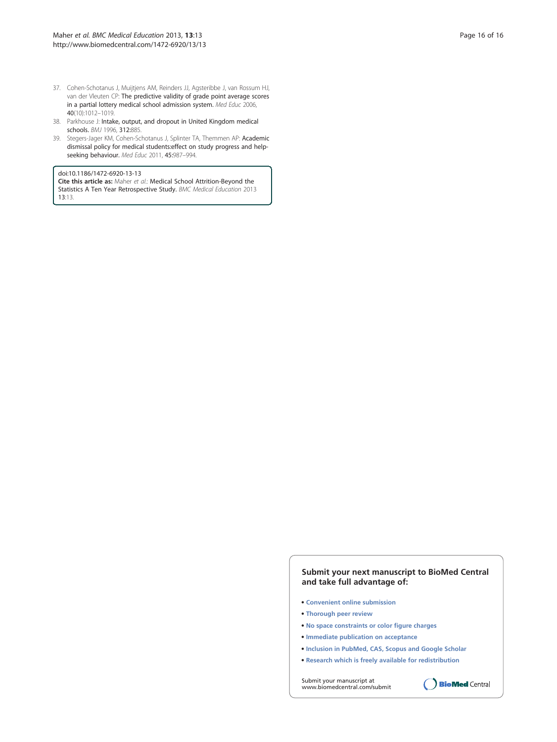37. Cohen-Schotanus J, Muijtjens AM, Reinders JJ, Agsteribbe J, van Rossum HJ, van der Vleuten CP: **The predictive validity of grade point average scores in a partial lottery medical school admission system.** *Med Educ* 2006, **40**(10):1012–1019.
38. Parkhouse J: **Intake, output, and dropout in United Kingdom medical schools.** *BMJ* 1996, **312:**885.
39. Stegers-Jager KM, Cohen-Schotanus J, Splinter TA, Themmen AP: **Academic dismissal policy for medical students:effect on study progress and help-seeking behaviour.** *Med Educ* 2011, **45:**987–994.

doi:10.1186/1472-6920-13-13
**Cite this article as:** Maher *et al.*: Medical School Attrition-Beyond the Statistics A Ten Year Retrospective Study. *BMC Medical Education* 2013 **13**:13.

**Submit your next manuscript to BioMed Central and take full advantage of:**

- **Convenient online submission**
- **Thorough peer review**
- **No space constraints or color figure charges**
- **Immediate publication on acceptance**
- **Inclusion in PubMed, CAS, Scopus and Google Scholar**
- **Research which is freely available for redistribution**

Submit your manuscript at
www.biomedcentral.com/submit

BioMed Central